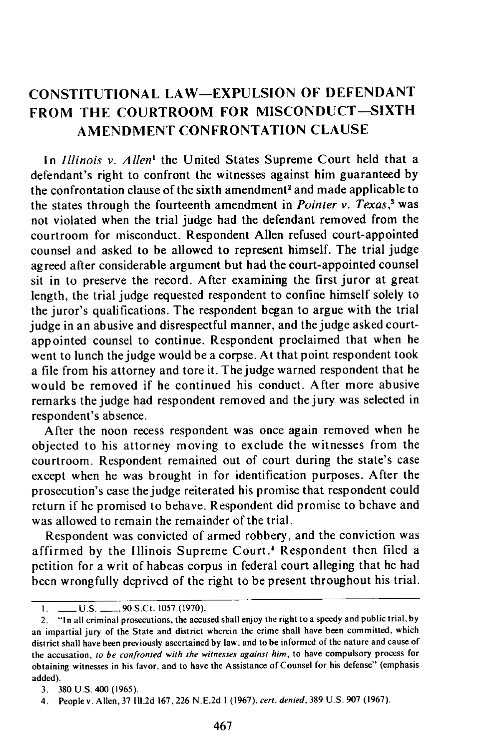# CONSTITUTIONAL LAW—EXPULSION OF DEFENDANT FROM THE COURTROOM FOR MISCONDUCT—SIXTH AMENDMENT CONFRONTATION CLAUSE

In *Illinois v. Allen*[1] the United States Supreme Court held that a defendant's right to confront the witnesses against him guaranteed by the confrontation clause of the sixth amendment[2] and made applicable to the states through the fourteenth amendment in *Pointer v. Texas*,[3] was not violated when the trial judge had the defendant removed from the courtroom for misconduct. Respondent Allen refused court-appointed counsel and asked to be allowed to represent himself. The trial judge agreed after considerable argument but had the court-appointed counsel sit in to preserve the record. After examining the first juror at great length, the trial judge requested respondent to confine himself solely to the juror's qualifications. The respondent began to argue with the trial judge in an abusive and disrespectful manner, and the judge asked court-appointed counsel to continue. Respondent proclaimed that when he went to lunch the judge would be a corpse. At that point respondent took a file from his attorney and tore it. The judge warned respondent that he would be removed if he continued his conduct. After more abusive remarks the judge had respondent removed and the jury was selected in respondent's absence.

After the noon recess respondent was once again removed when he objected to his attorney moving to exclude the witnesses from the courtroom. Respondent remained out of court during the state's case except when he was brought in for identification purposes. After the prosecution's case the judge reiterated his promise that respondent could return if he promised to behave. Respondent did promise to behave and was allowed to remain the remainder of the trial.

Respondent was convicted of armed robbery, and the conviction was affirmed by the Illinois Supreme Court.[4] Respondent then filed a petition for a writ of habeas corpus in federal court alleging that he had been wrongfully deprived of the right to be present throughout his trial.

---

1. ___ U.S. ___, 90 S.Ct. 1057 (1970).
2. "In all criminal prosecutions, the accused shall enjoy the right to a speedy and public trial, by an impartial jury of the State and district wherein the crime shall have been committed, which district shall have been previously ascertained by law, and to be informed of the nature and cause of the accusation, *to be confronted with the witnesses against him*, to have compulsory process for obtaining witnesses in his favor, and to have the Assistance of Counsel for his defense" (emphasis added).
3. 380 U.S. 400 (1965).
4. People v. Allen, 37 Ill.2d 167, 226 N.E.2d 1 (1967), *cert. denied*, 389 U.S. 907 (1967).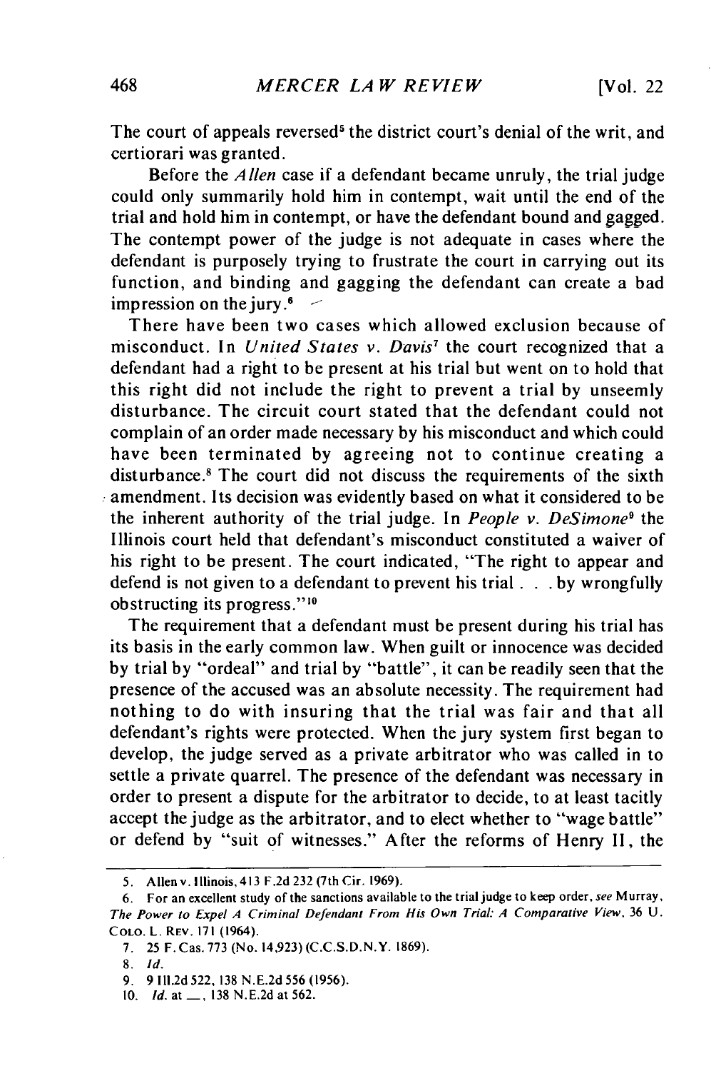The court of appeals reversed[5] the district court's denial of the writ, and certiorari was granted.

Before the *Allen* case if a defendant became unruly, the trial judge could only summarily hold him in contempt, wait until the end of the trial and hold him in contempt, or have the defendant bound and gagged. The contempt power of the judge is not adequate in cases where the defendant is purposely trying to frustrate the court in carrying out its function, and binding and gagging the defendant can create a bad impression on the jury.[6]

There have been two cases which allowed exclusion because of misconduct. In *United States v. Davis*[7] the court recognized that a defendant had a right to be present at his trial but went on to hold that this right did not include the right to prevent a trial by unseemly disturbance. The circuit court stated that the defendant could not complain of an order made necessary by his misconduct and which could have been terminated by agreeing not to continue creating a disturbance.[8] The court did not discuss the requirements of the sixth amendment. Its decision was evidently based on what it considered to be the inherent authority of the trial judge. In *People v. DeSimone*[9] the Illinois court held that defendant's misconduct constituted a waiver of his right to be present. The court indicated, "The right to appear and defend is not given to a defendant to prevent his trial . . . by wrongfully obstructing its progress."[10]

The requirement that a defendant must be present during his trial has its basis in the early common law. When guilt or innocence was decided by trial by "ordeal" and trial by "battle", it can be readily seen that the presence of the accused was an absolute necessity. The requirement had nothing to do with insuring that the trial was fair and that all defendant's rights were protected. When the jury system first began to develop, the judge served as a private arbitrator who was called in to settle a private quarrel. The presence of the defendant was necessary in order to present a dispute for the arbitrator to decide, to at least tacitly accept the judge as the arbitrator, and to elect whether to "wage battle" or defend by "suit of witnesses." After the reforms of Henry II, the

---

5. Allen v. Illinois, 413 F.2d 232 (7th Cir. 1969).

6. For an excellent study of the sanctions available to the trial judge to keep order, *see* Murray, *The Power to Expel A Criminal Defendant From His Own Trial: A Comparative View*, 36 U. Colo. L. Rev. 171 (1964).

7. 25 F. Cas. 773 (No. 14,923) (C.C.S.D.N.Y. 1869).

8. *Id.*

9. 9 Ill.2d 522, 138 N.E.2d 556 (1956).

10. *Id.* at \_\_, 138 N.E.2d at 562.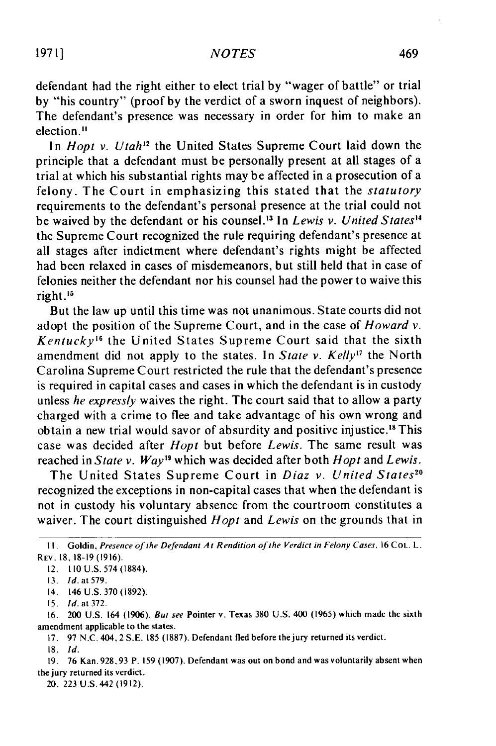defendant had the right either to elect trial by "wager of battle" or trial by "his country" (proof by the verdict of a sworn inquest of neighbors). The defendant's presence was necessary in order for him to make an election.[11]

In *Hopt v. Utah*[12] the United States Supreme Court laid down the principle that a defendant must be personally present at all stages of a trial at which his substantial rights may be affected in a prosecution of a felony. The Court in emphasizing this stated that the *statutory* requirements to the defendant's personal presence at the trial could not be waived by the defendant or his counsel.[13] In *Lewis v. United States*[14] the Supreme Court recognized the rule requiring defendant's presence at all stages after indictment where defendant's rights might be affected had been relaxed in cases of misdemeanors, but still held that in case of felonies neither the defendant nor his counsel had the power to waive this right.[15]

But the law up until this time was not unanimous. State courts did not adopt the position of the Supreme Court, and in the case of *Howard v. Kentucky*[16] the United States Supreme Court said that the sixth amendment did not apply to the states. In *State v. Kelly*[17] the North Carolina Supreme Court restricted the rule that the defendant's presence is required in capital cases and cases in which the defendant is in custody unless *he expressly* waives the right. The court said that to allow a party charged with a crime to flee and take advantage of his own wrong and obtain a new trial would savor of absurdity and positive injustice.[18] This case was decided after *Hopt* but before *Lewis*. The same result was reached in *State v. Way*[19] which was decided after both *Hopt* and *Lewis*.

The United States Supreme Court in *Diaz v. United States*[20] recognized the exceptions in non-capital cases that when the defendant is not in custody his voluntary absence from the courtroom constitutes a waiver. The court distinguished *Hopt* and *Lewis* on the grounds that in

---

11. Goldin, *Presence of the Defendant At Rendition of the Verdict in Felony Cases*, 16 COL. L. REV. 18, 18-19 (1916).

12. 110 U.S. 574 (1884).

13. *Id.* at 579.

14. 146 U.S. 370 (1892).

15. *Id.* at 372.

16. 200 U.S. 164 (1906). *But see* Pointer v. Texas 380 U.S. 400 (1965) which made the sixth amendment applicable to the states.

17. 97 N.C. 404, 2 S.E. 185 (1887). Defendant fled before the jury returned its verdict.

18. *Id.*

19. 76 Kan. 928, 93 P. 159 (1907). Defendant was out on bond and was voluntarily absent when the jury returned its verdict.

20. 223 U.S. 442 (1912).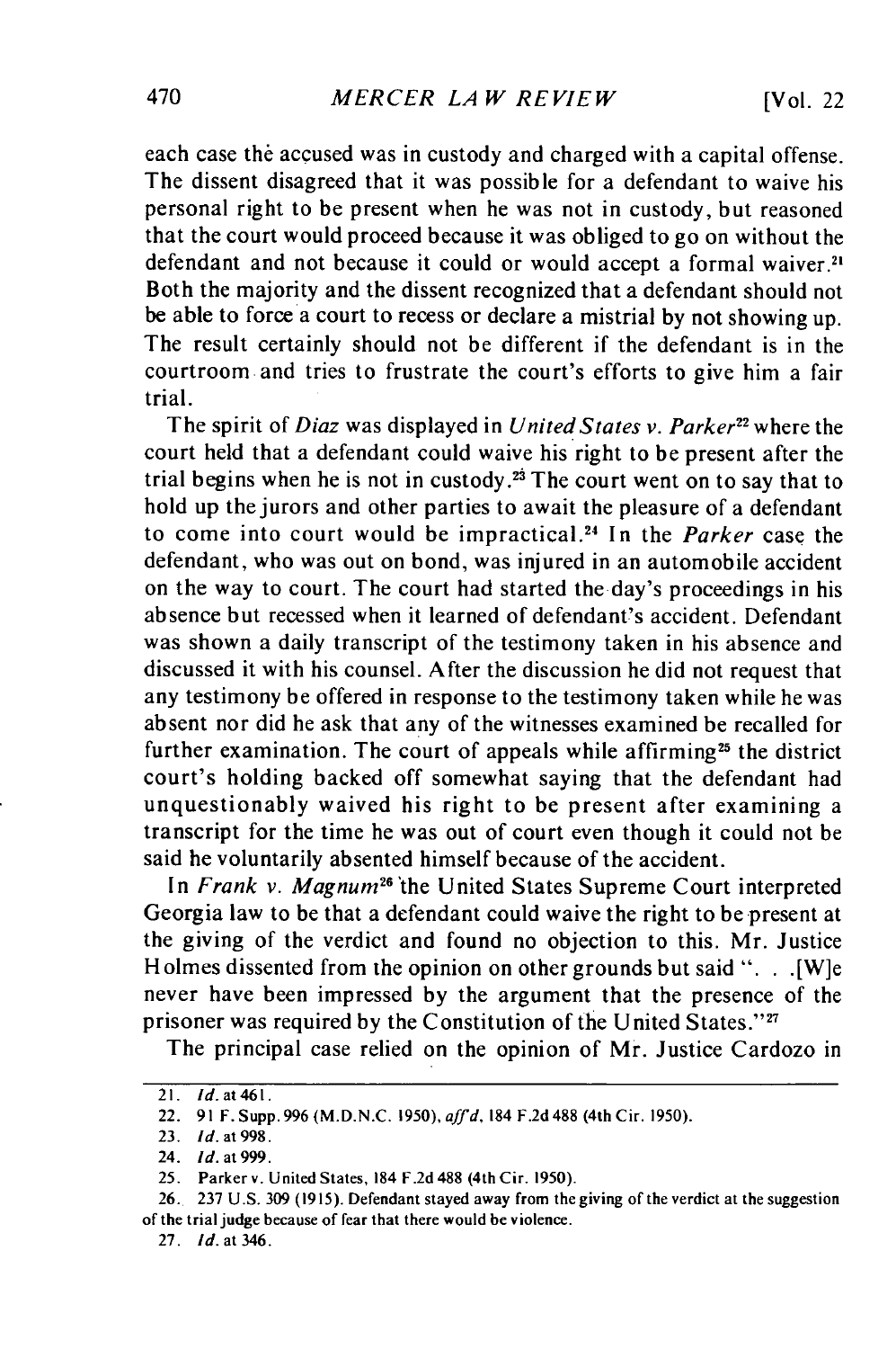each case the accused was in custody and charged with a capital offense. The dissent disagreed that it was possible for a defendant to waive his personal right to be present when he was not in custody, but reasoned that the court would proceed because it was obliged to go on without the defendant and not because it could or would accept a formal waiver.[21] Both the majority and the dissent recognized that a defendant should not be able to force a court to recess or declare a mistrial by not showing up. The result certainly should not be different if the defendant is in the courtroom and tries to frustrate the court's efforts to give him a fair trial.

The spirit of *Diaz* was displayed in *United States v. Parker*[22] where the court held that a defendant could waive his right to be present after the trial begins when he is not in custody.[23] The court went on to say that to hold up the jurors and other parties to await the pleasure of a defendant to come into court would be impractical.[24] In the *Parker* case the defendant, who was out on bond, was injured in an automobile accident on the way to court. The court had started the day's proceedings in his absence but recessed when it learned of defendant's accident. Defendant was shown a daily transcript of the testimony taken in his absence and discussed it with his counsel. After the discussion he did not request that any testimony be offered in response to the testimony taken while he was absent nor did he ask that any of the witnesses examined be recalled for further examination. The court of appeals while affirming[25] the district court's holding backed off somewhat saying that the defendant had unquestionably waived his right to be present after examining a transcript for the time he was out of court even though it could not be said he voluntarily absented himself because of the accident.

In *Frank v. Magnum*[26] the United States Supreme Court interpreted Georgia law to be that a defendant could waive the right to be present at the giving of the verdict and found no objection to this. Mr. Justice Holmes dissented from the opinion on other grounds but said ". . .[W]e never have been impressed by the argument that the presence of the prisoner was required by the Constitution of the United States."[27]

The principal case relied on the opinion of Mr. Justice Cardozo in

---

21. *Id.* at 461.

22. 91 F. Supp. 996 (M.D.N.C. 1950), *aff'd*, 184 F.2d 488 (4th Cir. 1950).

23. *Id.* at 998.

24. *Id.* at 999.

25. Parker v. United States, 184 F.2d 488 (4th Cir. 1950).

26. 237 U.S. 309 (1915). Defendant stayed away from the giving of the verdict at the suggestion of the trial judge because of fear that there would be violence.

27. *Id.* at 346.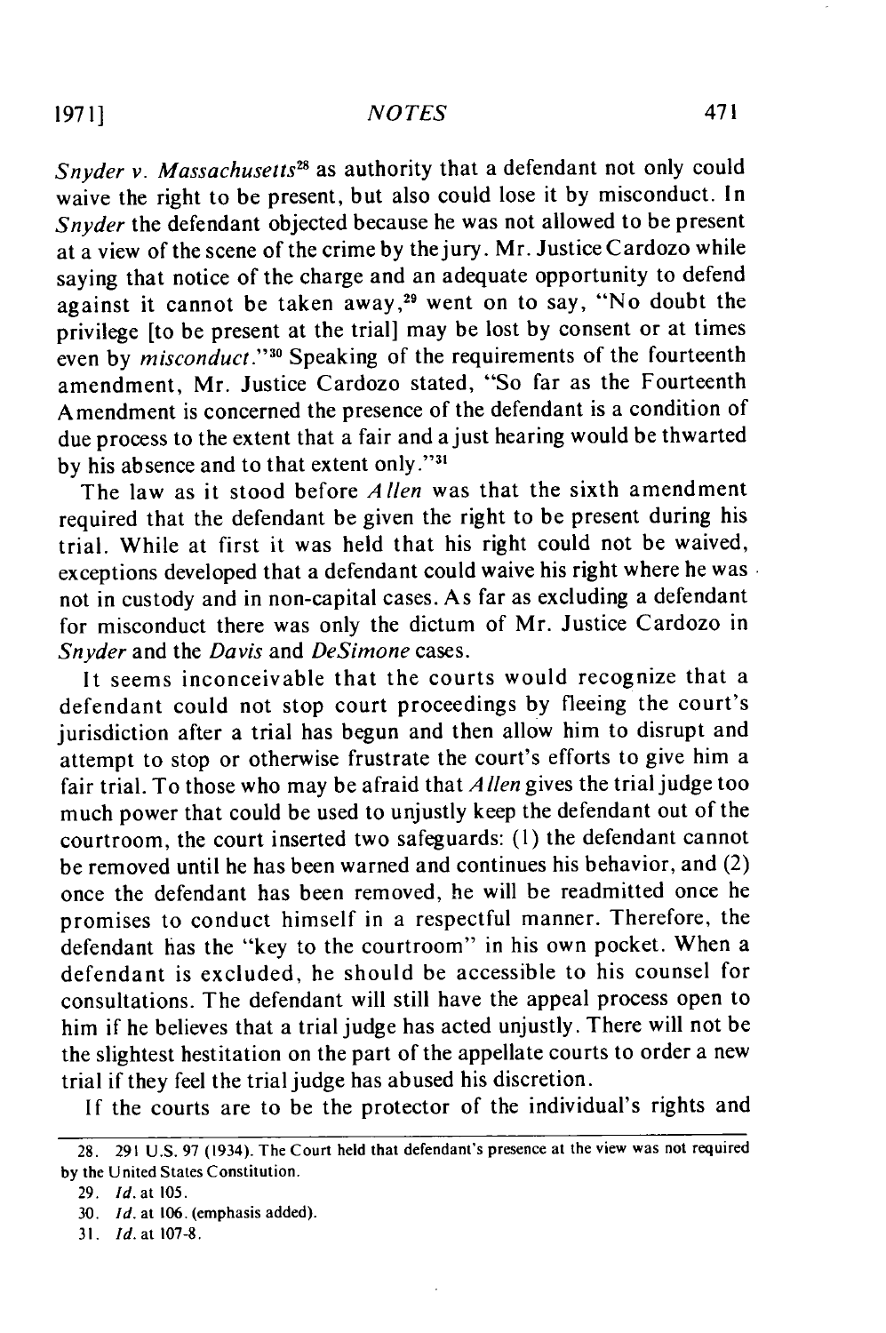*Snyder v. Massachusetts*[28] as authority that a defendant not only could waive the right to be present, but also could lose it by misconduct. In *Snyder* the defendant objected because he was not allowed to be present at a view of the scene of the crime by the jury. Mr. Justice Cardozo while saying that notice of the charge and an adequate opportunity to defend against it cannot be taken away,[29] went on to say, "No doubt the privilege [to be present at the trial] may be lost by consent or at times even by *misconduct*."[30] Speaking of the requirements of the fourteenth amendment, Mr. Justice Cardozo stated, "So far as the Fourteenth Amendment is concerned the presence of the defendant is a condition of due process to the extent that a fair and a just hearing would be thwarted by his absence and to that extent only."[31]

The law as it stood before *Allen* was that the sixth amendment required that the defendant be given the right to be present during his trial. While at first it was held that his right could not be waived, exceptions developed that a defendant could waive his right where he was not in custody and in non-capital cases. As far as excluding a defendant for misconduct there was only the dictum of Mr. Justice Cardozo in *Snyder* and the *Davis* and *DeSimone* cases.

It seems inconceivable that the courts would recognize that a defendant could not stop court proceedings by fleeing the court's jurisdiction after a trial has begun and then allow him to disrupt and attempt to stop or otherwise frustrate the court's efforts to give him a fair trial. To those who may be afraid that *Allen* gives the trial judge too much power that could be used to unjustly keep the defendant out of the courtroom, the court inserted two safeguards: (1) the defendant cannot be removed until he has been warned and continues his behavior, and (2) once the defendant has been removed, he will be readmitted once he promises to conduct himself in a respectful manner. Therefore, the defendant has the "key to the courtroom" in his own pocket. When a defendant is excluded, he should be accessible to his counsel for consultations. The defendant will still have the appeal process open to him if he believes that a trial judge has acted unjustly. There will not be the slightest hestitation on the part of the appellate courts to order a new trial if they feel the trial judge has abused his discretion.

If the courts are to be the protector of the individual's rights and

---

28. 291 U.S. 97 (1934). The Court held that defendant's presence at the view was not required by the United States Constitution.

29. *Id.* at 105.

30. *Id.* at 106. (emphasis added).

31. *Id.* at 107-8.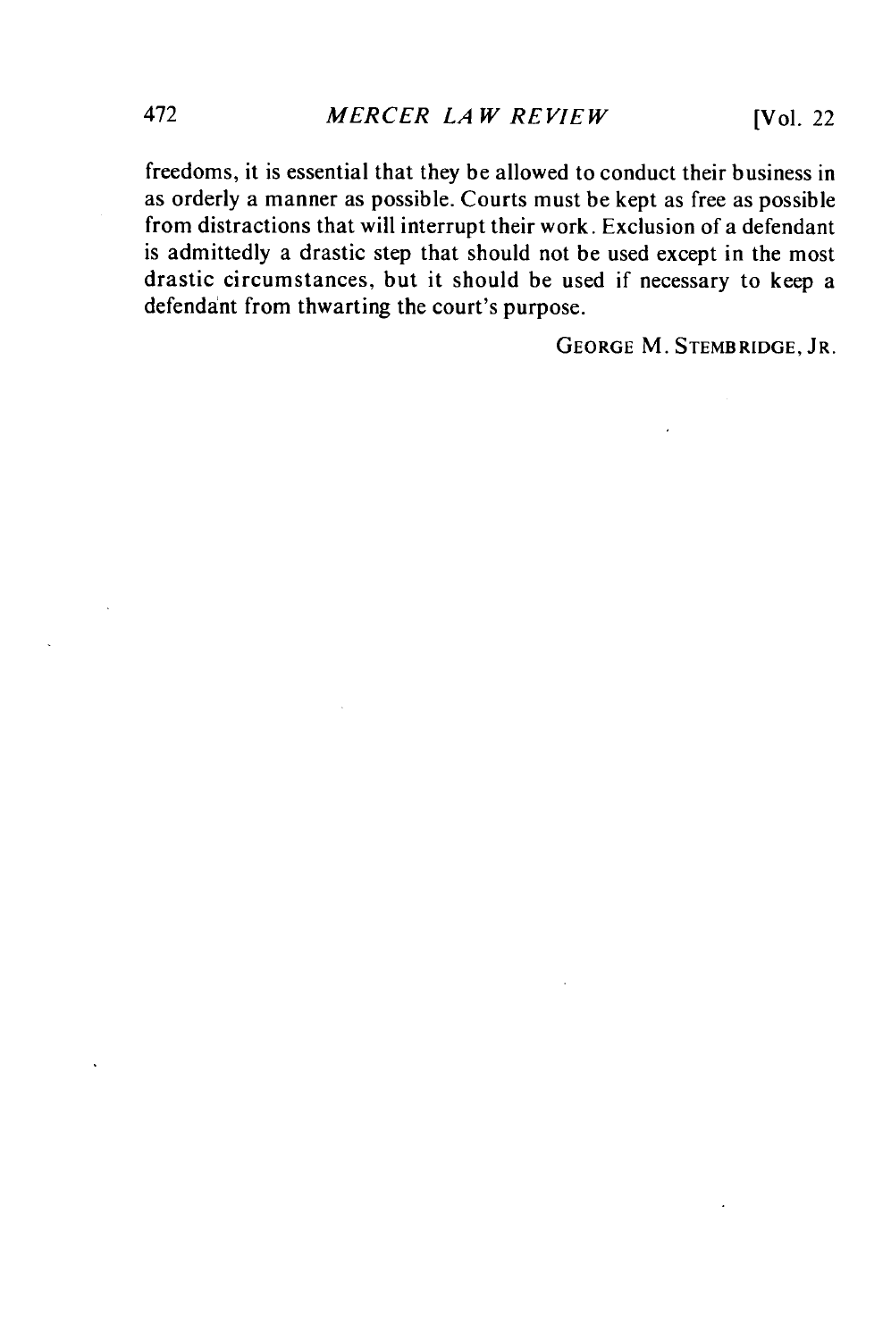freedoms, it is essential that they be allowed to conduct their business in as orderly a manner as possible. Courts must be kept as free as possible from distractions that will interrupt their work. Exclusion of a defendant is admittedly a drastic step that should not be used except in the most drastic circumstances, but it should be used if necessary to keep a defendant from thwarting the court's purpose.

GEORGE M. STEMBRIDGE, JR.